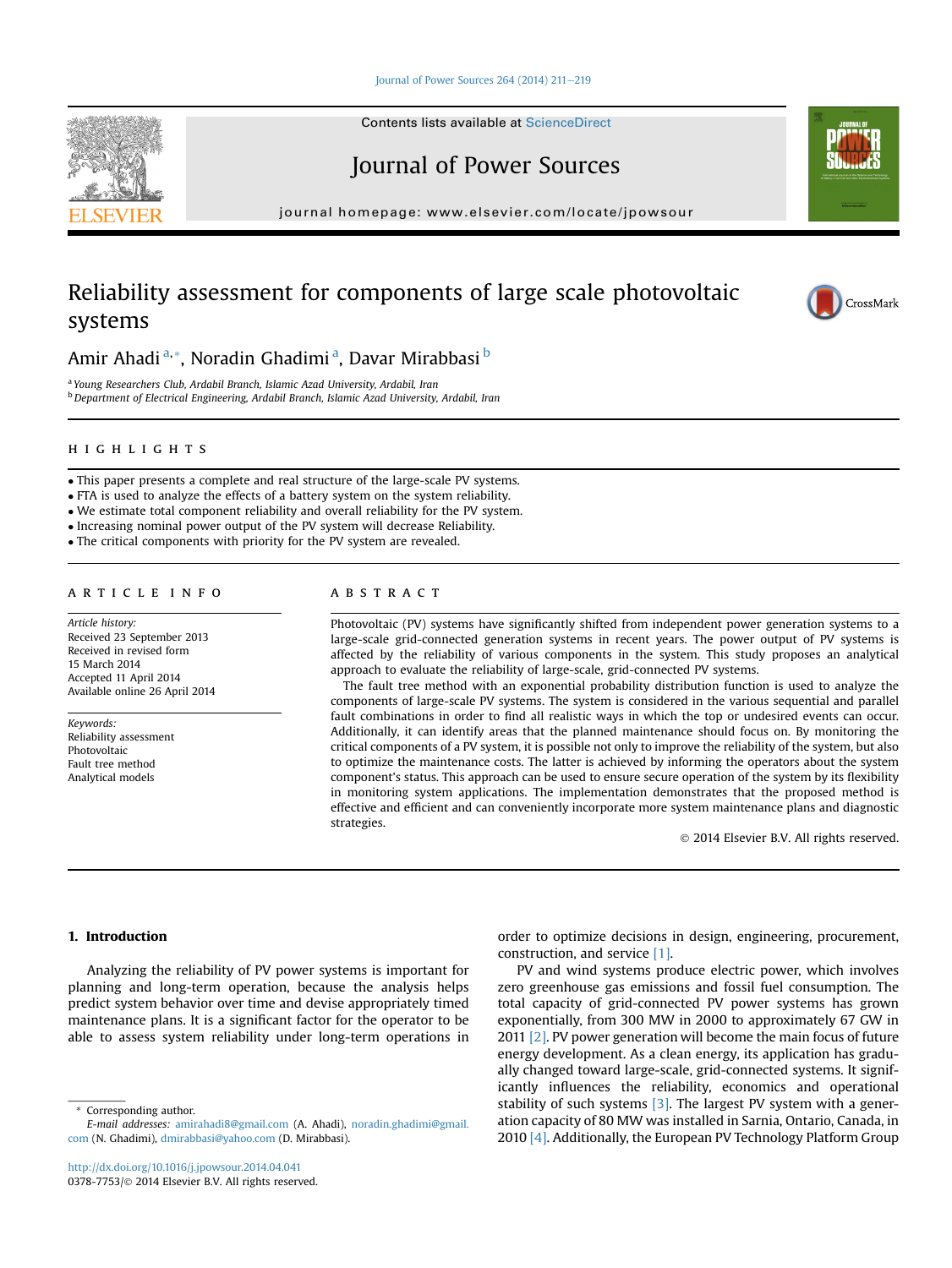Contents lists available at ScienceDirect

Journal of Power Sources

journal homepage: www.elsevier.com/locate/jpowsour

# Reliability assessment for components of large scale photovoltaic systems

Amir Ahadi [a,*], Noradin Ghadimi [a], Davar Mirabbasi [b]

[a] Young Researchers Club, Ardabil Branch, Islamic Azad University, Ardabil, Iran
[b] Department of Electrical Engineering, Ardabil Branch, Islamic Azad University, Ardabil, Iran

## HIGHLIGHTS

- This paper presents a complete and real structure of the large-scale PV systems.
- FTA is used to analyze the effects of a battery system on the system reliability.
- We estimate total component reliability and overall reliability for the PV system.
- Increasing nominal power output of the PV system will decrease Reliability.
- The critical components with priority for the PV system are revealed.

## ARTICLE INFO

*Article history:*
Received 23 September 2013
Received in revised form
15 March 2014
Accepted 11 April 2014
Available online 26 April 2014

*Keywords:*
Reliability assessment
Photovoltaic
Fault tree method
Analytical models

## ABSTRACT

Photovoltaic (PV) systems have significantly shifted from independent power generation systems to a large-scale grid-connected generation systems in recent years. The power output of PV systems is affected by the reliability of various components in the system. This study proposes an analytical approach to evaluate the reliability of large-scale, grid-connected PV systems.

The fault tree method with an exponential probability distribution function is used to analyze the components of large-scale PV systems. The system is considered in the various sequential and parallel fault combinations in order to find all realistic ways in which the top or undesired events can occur. Additionally, it can identify areas that the planned maintenance should focus on. By monitoring the critical components of a PV system, it is possible not only to improve the reliability of the system, but also to optimize the maintenance costs. The latter is achieved by informing the operators about the system component's status. This approach can be used to ensure secure operation of the system by its flexibility in monitoring system applications. The implementation demonstrates that the proposed method is effective and efficient and can conveniently incorporate more system maintenance plans and diagnostic strategies.

© 2014 Elsevier B.V. All rights reserved.

## 1. Introduction

Analyzing the reliability of PV power systems is important for planning and long-term operation, because the analysis helps predict system behavior over time and devise appropriately timed maintenance plans. It is a significant factor for the operator to be able to assess system reliability under long-term operations in order to optimize decisions in design, engineering, procurement, construction, and service [1].

PV and wind systems produce electric power, which involves zero greenhouse gas emissions and fossil fuel consumption. The total capacity of grid-connected PV power systems has grown exponentially, from 300 MW in 2000 to approximately 67 GW in 2011 [2]. PV power generation will become the main focus of future energy development. As a clean energy, its application has gradually changed toward large-scale, grid-connected systems. It significantly influences the reliability, economics and operational stability of such systems [3]. The largest PV system with a generation capacity of 80 MW was installed in Sarnia, Ontario, Canada, in 2010 [4]. Additionally, the European PV Technology Platform Group

* Corresponding author.
*E-mail addresses:* amirahadi8@gmail.com (A. Ahadi), noradin.ghadimi@gmail.com (N. Ghadimi), dmirabbasi@yahoo.com (D. Mirabbasi).

http://dx.doi.org/10.1016/j.jpowsour.2014.04.041
0378-7753/© 2014 Elsevier B.V. All rights reserved.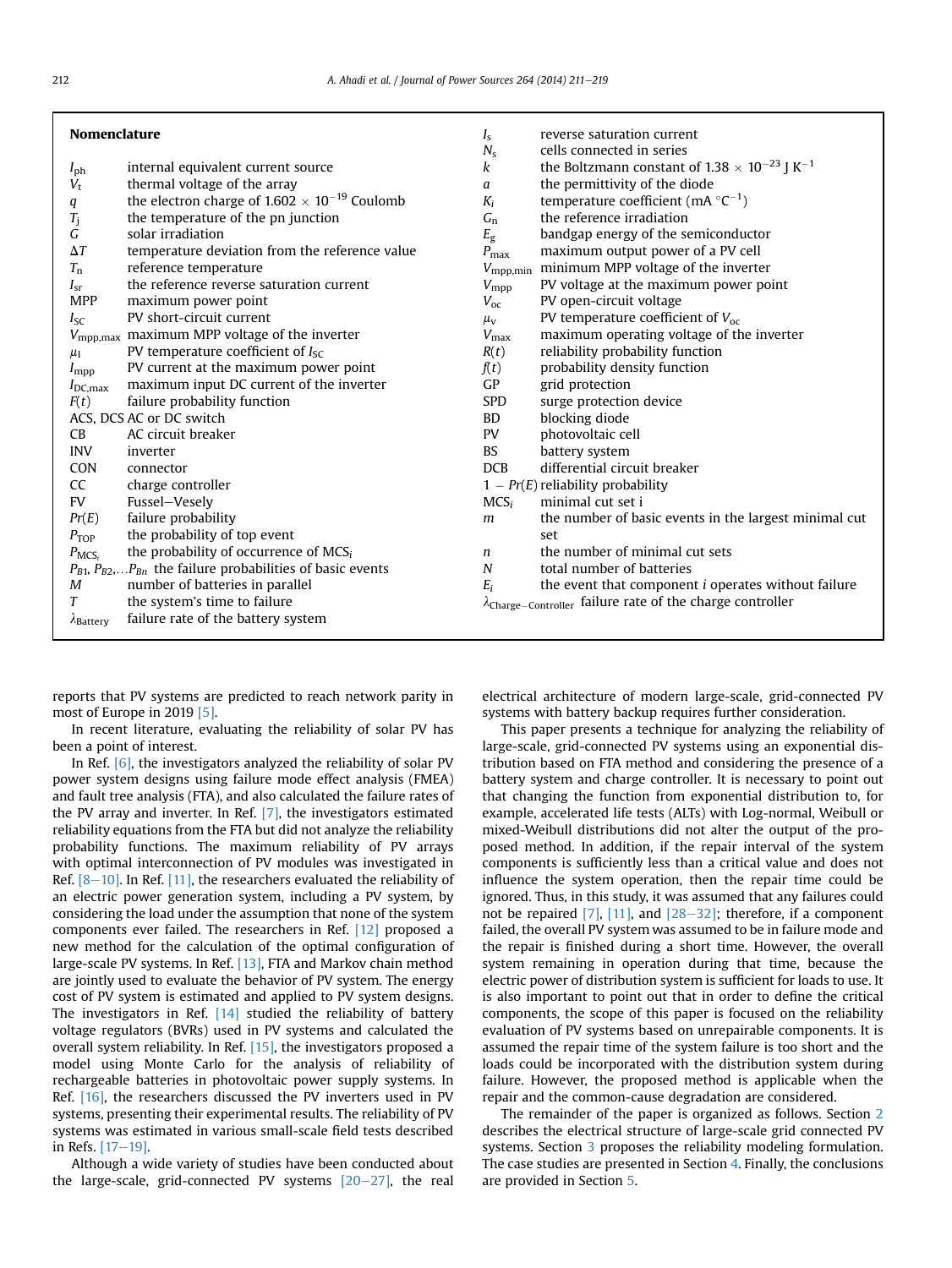## Nomenclature

| | |
|---|---|
| $I_{ph}$ | internal equivalent current source |
| $V_t$ | thermal voltage of the array |
| $q$ | the electron charge of $1.602 \times 10^{-19}$ Coulomb |
| $T_j$ | the temperature of the pn junction |
| $G$ | solar irradiation |
| $\Delta T$ | temperature deviation from the reference value |
| $T_n$ | reference temperature |
| $I_{sr}$ | the reference reverse saturation current |
| MPP | maximum power point |
| $I_{SC}$ | PV short-circuit current |
| $V_{mpp,max}$ | maximum MPP voltage of the inverter |
| $\mu_I$ | PV temperature coefficient of $I_{SC}$ |
| $I_{mpp}$ | PV current at the maximum power point |
| $I_{DC,max}$ | maximum input DC current of the inverter |
| $F(t)$ | failure probability function |
| ACS, DCS | AC or DC switch |
| CB | AC circuit breaker |
| INV | inverter |
| CON | connector |
| CC | charge controller |
| FV | Fussel–Vesely |
| $Pr(E)$ | failure probability |
| $P_{TOP}$ | the probability of top event |
| $P_{MCS_i}$ | the probability of occurrence of $MCS_i$ |
| $P_{B1}, P_{B2},\ldots P_{Bn}$ | the failure probabilities of basic events |
| $M$ | number of batteries in parallel |
| $T$ | the system's time to failure |
| $\lambda_{Battery}$ | failure rate of the battery system |
| $I_s$ | reverse saturation current |
| $N_s$ | cells connected in series |
| $k$ | the Boltzmann constant of $1.38 \times 10^{-23}$ J K$^{-1}$ |
| $a$ | the permittivity of the diode |
| $K_i$ | temperature coefficient (mA °C$^{-1}$) |
| $G_n$ | the reference irradiation |
| $E_g$ | bandgap energy of the semiconductor |
| $P_{max}$ | maximum output power of a PV cell |
| $V_{mpp,min}$ | minimum MPP voltage of the inverter |
| $V_{mpp}$ | PV voltage at the maximum power point |
| $V_{oc}$ | PV open-circuit voltage |
| $\mu_v$ | PV temperature coefficient of $V_{oc}$ |
| $V_{max}$ | maximum operating voltage of the inverter |
| $R(t)$ | reliability probability function |
| $f(t)$ | probability density function |
| GP | grid protection |
| SPD | surge protection device |
| BD | blocking diode |
| PV | photovoltaic cell |
| BS | battery system |
| DCB | differential circuit breaker |
| $1 - Pr(E)$ | reliability probability |
| $MCS_i$ | minimal cut set i |
| $m$ | the number of basic events in the largest minimal cut set |
| $n$ | the number of minimal cut sets |
| $N$ | total number of batteries |
| $E_i$ | the event that component $i$ operates without failure |
| $\lambda_{Charge-Controller}$ | failure rate of the charge controller |

reports that PV systems are predicted to reach network parity in most of Europe in 2019 [5].

In recent literature, evaluating the reliability of solar PV has been a point of interest.

In Ref. [6], the investigators analyzed the reliability of solar PV power system designs using failure mode effect analysis (FMEA) and fault tree analysis (FTA), and also calculated the failure rates of the PV array and inverter. In Ref. [7], the investigators estimated reliability equations from the FTA but did not analyze the reliability probability functions. The maximum reliability of PV arrays with optimal interconnection of PV modules was investigated in Ref. [8–10]. In Ref. [11], the researchers evaluated the reliability of an electric power generation system, including a PV system, by considering the load under the assumption that none of the system components ever failed. The researchers in Ref. [12] proposed a new method for the calculation of the optimal configuration of large-scale PV systems. In Ref. [13], FTA and Markov chain method are jointly used to evaluate the behavior of PV system. The energy cost of PV system is estimated and applied to PV system designs. The investigators in Ref. [14] studied the reliability of battery voltage regulators (BVRs) used in PV systems and calculated the overall system reliability. In Ref. [15], the investigators proposed a model using Monte Carlo for the analysis of reliability of rechargeable batteries in photovoltaic power supply systems. In Ref. [16], the researchers discussed the PV inverters used in PV systems, presenting their experimental results. The reliability of PV systems was estimated in various small-scale field tests described in Refs. [17–19].

Although a wide variety of studies have been conducted about the large-scale, grid-connected PV systems [20–27], the real electrical architecture of modern large-scale, grid-connected PV systems with battery backup requires further consideration.

This paper presents a technique for analyzing the reliability of large-scale, grid-connected PV systems using an exponential distribution based on FTA method and considering the presence of a battery system and charge controller. It is necessary to point out that changing the function from exponential distribution to, for example, accelerated life tests (ALTs) with Log-normal, Weibull or mixed-Weibull distributions did not alter the output of the proposed method. In addition, if the repair interval of the system components is sufficiently less than a critical value and does not influence the system operation, then the repair time could be ignored. Thus, in this study, it was assumed that any failures could not be repaired [7], [11], and [28–32]; therefore, if a component failed, the overall PV system was assumed to be in failure mode and the repair is finished during a short time. However, the overall system remaining in operation during that time, because the electric power of distribution system is sufficient for loads to use. It is also important to point out that in order to define the critical components, the scope of this paper is focused on the reliability evaluation of PV systems based on unrepairable components. It is assumed the repair time of the system failure is too short and the loads could be incorporated with the distribution system during failure. However, the proposed method is applicable when the repair and the common-cause degradation are considered.

The remainder of the paper is organized as follows. Section 2 describes the electrical structure of large-scale grid connected PV systems. Section 3 proposes the reliability modeling formulation. The case studies are presented in Section 4. Finally, the conclusions are provided in Section 5.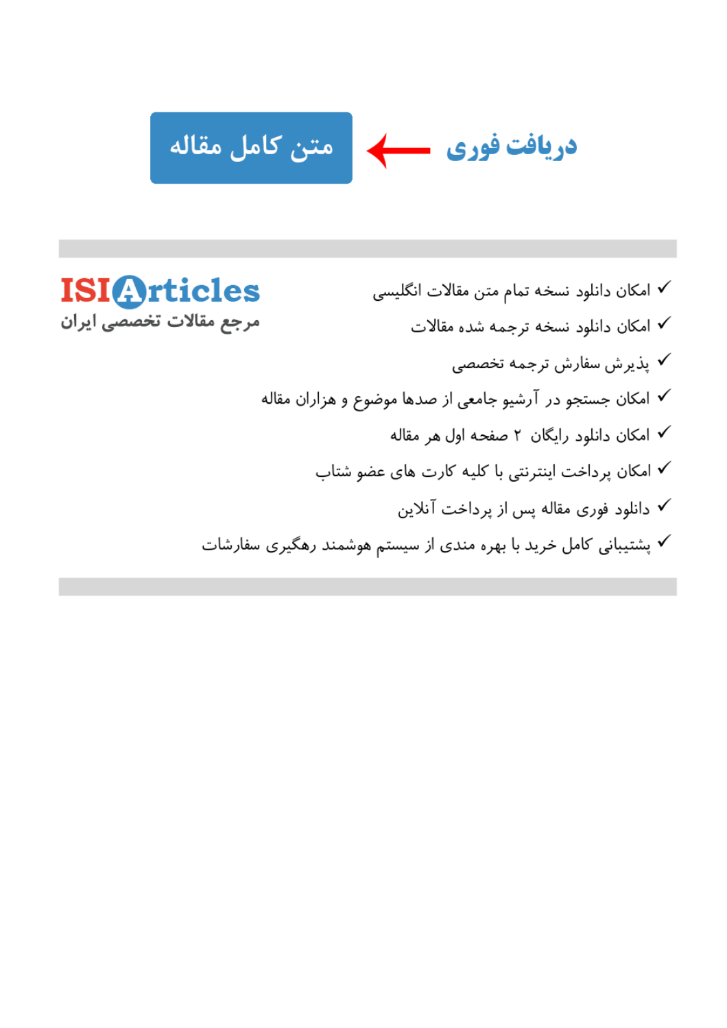دریافت فوری ← **متن کامل مقاله**

**ISIArticles**
مرجع مقالات تخصصی ایران

- ✓ امکان دانلود نسخه تمام متن مقالات انگلیسی
- ✓ امکان دانلود نسخه ترجمه شده مقالات
- ✓ پذیرش سفارش ترجمه تخصصی
- ✓ امکان جستجو در آرشیو جامعی از صدها موضوع و هزاران مقاله
- ✓ امکان دانلود رایگان ۲ صفحه اول هر مقاله
- ✓ امکان پرداخت اینترنتی با کلیه کارت های عضو شتاب
- ✓ دانلود فوری مقاله پس از پرداخت آنلاین
- ✓ پشتیبانی کامل خرید با بهره مندی از سیستم هوشمند رهگیری سفارشات